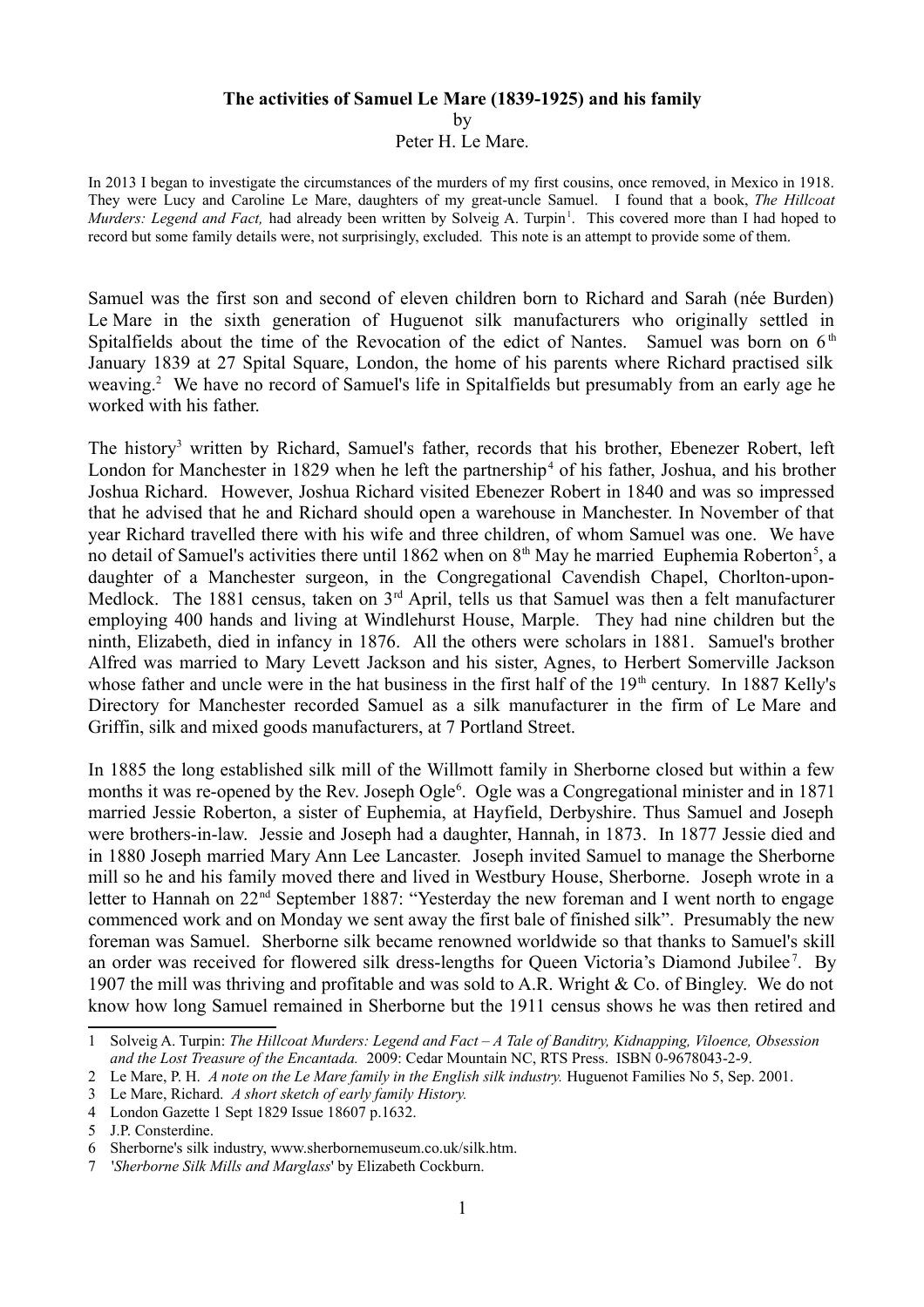**The activities of Samuel Le Mare (1839-1925) and his family**

by

Peter H. Le Mare.

In 2013 I began to investigate the circumstances of the murders of my first cousins, once removed, in Mexico in 1918. They were Lucy and Caroline Le Mare, daughters of my great-uncle Samuel. I found that a book, *The Hillcoat Murders: Legend and Fact,* had already been written by Solveig A. Turpin[1]. This covered more than I had hoped to record but some family details were, not surprisingly, excluded. This note is an attempt to provide some of them.

Samuel was the first son and second of eleven children born to Richard and Sarah (née Burden) Le Mare in the sixth generation of Huguenot silk manufacturers who originally settled in Spitalfields about the time of the Revocation of the edict of Nantes. Samuel was born on 6th January 1839 at 27 Spital Square, London, the home of his parents where Richard practised silk weaving.[2] We have no record of Samuel's life in Spitalfields but presumably from an early age he worked with his father.

The history[3] written by Richard, Samuel's father, records that his brother, Ebenezer Robert, left London for Manchester in 1829 when he left the partnership[4] of his father, Joshua, and his brother Joshua Richard. However, Joshua Richard visited Ebenezer Robert in 1840 and was so impressed that he advised that he and Richard should open a warehouse in Manchester. In November of that year Richard travelled there with his wife and three children, of whom Samuel was one. We have no detail of Samuel's activities there until 1862 when on 8th May he married Euphemia Roberton[5], a daughter of a Manchester surgeon, in the Congregational Cavendish Chapel, Chorlton-upon-Medlock. The 1881 census, taken on 3rd April, tells us that Samuel was then a felt manufacturer employing 400 hands and living at Windlehurst House, Marple. They had nine children but the ninth, Elizabeth, died in infancy in 1876. All the others were scholars in 1881. Samuel's brother Alfred was married to Mary Levett Jackson and his sister, Agnes, to Herbert Somerville Jackson whose father and uncle were in the hat business in the first half of the 19th century. In 1887 Kelly's Directory for Manchester recorded Samuel as a silk manufacturer in the firm of Le Mare and Griffin, silk and mixed goods manufacturers, at 7 Portland Street.

In 1885 the long established silk mill of the Willmott family in Sherborne closed but within a few months it was re-opened by the Rev. Joseph Ogle[6]. Ogle was a Congregational minister and in 1871 married Jessie Roberton, a sister of Euphemia, at Hayfield, Derbyshire. Thus Samuel and Joseph were brothers-in-law. Jessie and Joseph had a daughter, Hannah, in 1873. In 1877 Jessie died and in 1880 Joseph married Mary Ann Lee Lancaster. Joseph invited Samuel to manage the Sherborne mill so he and his family moved there and lived in Westbury House, Sherborne. Joseph wrote in a letter to Hannah on 22nd September 1887: "Yesterday the new foreman and I went north to engage commenced work and on Monday we sent away the first bale of finished silk". Presumably the new foreman was Samuel. Sherborne silk became renowned worldwide so that thanks to Samuel's skill an order was received for flowered silk dress-lengths for Queen Victoria's Diamond Jubilee[7]. By 1907 the mill was thriving and profitable and was sold to A.R. Wright & Co. of Bingley. We do not know how long Samuel remained in Sherborne but the 1911 census shows he was then retired and

---

1 Solveig A. Turpin: *The Hillcoat Murders: Legend and Fact – A Tale of Banditry, Kidnapping, Viloence, Obsession and the Lost Treasure of the Encantada.* 2009: Cedar Mountain NC, RTS Press. ISBN 0-9678043-2-9.

2 Le Mare, P. H. *A note on the Le Mare family in the English silk industry.* Huguenot Families No 5, Sep. 2001.

3 Le Mare, Richard. *A short sketch of early family History.*

4 London Gazette 1 Sept 1829 Issue 18607 p.1632.

5 J.P. Consterdine.

6 Sherborne's silk industry, www.sherbornemuseum.co.uk/silk.htm.

7 '*Sherborne Silk Mills and Marglass*' by Elizabeth Cockburn.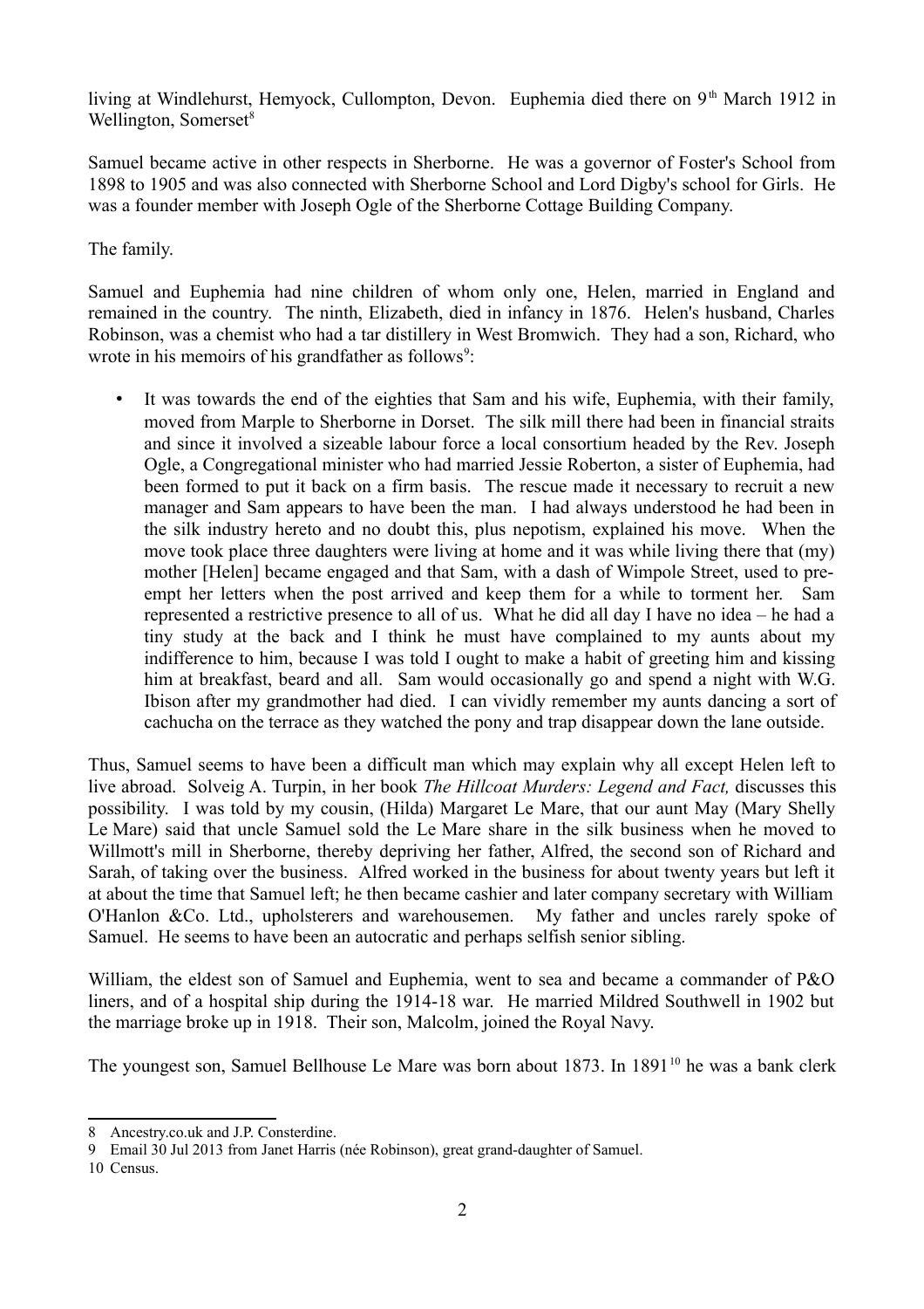living at Windlehurst, Hemyock, Cullompton, Devon. Euphemia died there on 9th March 1912 in Wellington, Somerset[8]

Samuel became active in other respects in Sherborne. He was a governor of Foster's School from 1898 to 1905 and was also connected with Sherborne School and Lord Digby's school for Girls. He was a founder member with Joseph Ogle of the Sherborne Cottage Building Company.

The family.

Samuel and Euphemia had nine children of whom only one, Helen, married in England and remained in the country. The ninth, Elizabeth, died in infancy in 1876. Helen's husband, Charles Robinson, was a chemist who had a tar distillery in West Bromwich. They had a son, Richard, who wrote in his memoirs of his grandfather as follows[9]:

- It was towards the end of the eighties that Sam and his wife, Euphemia, with their family, moved from Marple to Sherborne in Dorset. The silk mill there had been in financial straits and since it involved a sizeable labour force a local consortium headed by the Rev. Joseph Ogle, a Congregational minister who had married Jessie Roberton, a sister of Euphemia, had been formed to put it back on a firm basis. The rescue made it necessary to recruit a new manager and Sam appears to have been the man. I had always understood he had been in the silk industry hereto and no doubt this, plus nepotism, explained his move. When the move took place three daughters were living at home and it was while living there that (my) mother [Helen] became engaged and that Sam, with a dash of Wimpole Street, used to pre-empt her letters when the post arrived and keep them for a while to torment her. Sam represented a restrictive presence to all of us. What he did all day I have no idea – he had a tiny study at the back and I think he must have complained to my aunts about my indifference to him, because I was told I ought to make a habit of greeting him and kissing him at breakfast, beard and all. Sam would occasionally go and spend a night with W.G. Ibison after my grandmother had died. I can vividly remember my aunts dancing a sort of cachucha on the terrace as they watched the pony and trap disappear down the lane outside.

Thus, Samuel seems to have been a difficult man which may explain why all except Helen left to live abroad. Solveig A. Turpin, in her book *The Hillcoat Murders: Legend and Fact,* discusses this possibility. I was told by my cousin, (Hilda) Margaret Le Mare, that our aunt May (Mary Shelly Le Mare) said that uncle Samuel sold the Le Mare share in the silk business when he moved to Willmott's mill in Sherborne, thereby depriving her father, Alfred, the second son of Richard and Sarah, of taking over the business. Alfred worked in the business for about twenty years but left it at about the time that Samuel left; he then became cashier and later company secretary with William O'Hanlon &Co. Ltd., upholsterers and warehousemen. My father and uncles rarely spoke of Samuel. He seems to have been an autocratic and perhaps selfish senior sibling.

William, the eldest son of Samuel and Euphemia, went to sea and became a commander of P&O liners, and of a hospital ship during the 1914-18 war. He married Mildred Southwell in 1902 but the marriage broke up in 1918. Their son, Malcolm, joined the Royal Navy.

The youngest son, Samuel Bellhouse Le Mare was born about 1873. In 1891[10] he was a bank clerk

---

8 Ancestry.co.uk and J.P. Consterdine.

9 Email 30 Jul 2013 from Janet Harris (née Robinson), great grand-daughter of Samuel.

10 Census.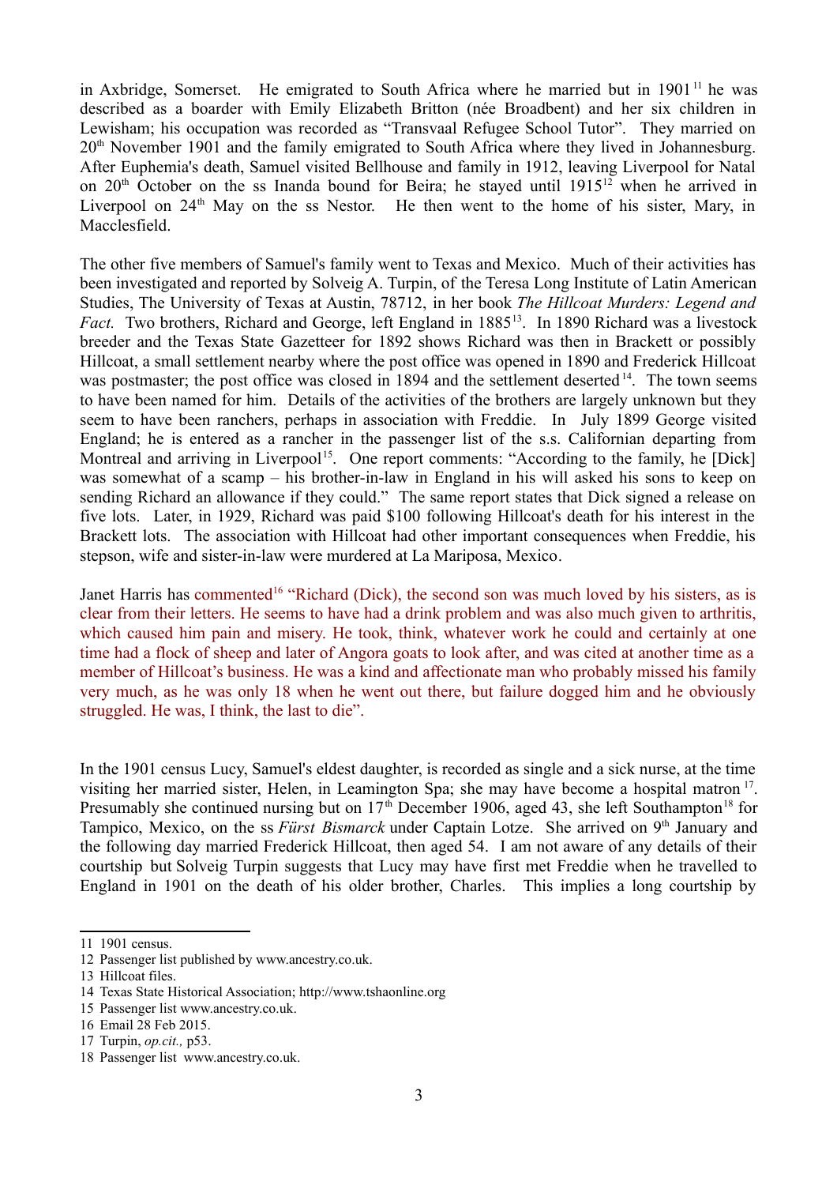in Axbridge, Somerset. He emigrated to South Africa where he married but in 1901[11] he was described as a boarder with Emily Elizabeth Britton (née Broadbent) and her six children in Lewisham; his occupation was recorded as "Transvaal Refugee School Tutor". They married on 20th November 1901 and the family emigrated to South Africa where they lived in Johannesburg. After Euphemia's death, Samuel visited Bellhouse and family in 1912, leaving Liverpool for Natal on 20th October on the ss Inanda bound for Beira; he stayed until 1915[12] when he arrived in Liverpool on 24th May on the ss Nestor. He then went to the home of his sister, Mary, in Macclesfield.

The other five members of Samuel's family went to Texas and Mexico. Much of their activities has been investigated and reported by Solveig A. Turpin, of the Teresa Long Institute of Latin American Studies, The University of Texas at Austin, 78712, in her book *The Hillcoat Murders: Legend and Fact.* Two brothers, Richard and George, left England in 1885[13]. In 1890 Richard was a livestock breeder and the Texas State Gazetteer for 1892 shows Richard was then in Brackett or possibly Hillcoat, a small settlement nearby where the post office was opened in 1890 and Frederick Hillcoat was postmaster; the post office was closed in 1894 and the settlement deserted[14]. The town seems to have been named for him. Details of the activities of the brothers are largely unknown but they seem to have been ranchers, perhaps in association with Freddie. In July 1899 George visited England; he is entered as a rancher in the passenger list of the s.s. Californian departing from Montreal and arriving in Liverpool[15]. One report comments: "According to the family, he [Dick] was somewhat of a scamp – his brother-in-law in England in his will asked his sons to keep on sending Richard an allowance if they could." The same report states that Dick signed a release on five lots. Later, in 1929, Richard was paid $100 following Hillcoat's death for his interest in the Brackett lots. The association with Hillcoat had other important consequences when Freddie, his stepson, wife and sister-in-law were murdered at La Mariposa, Mexico.

Janet Harris has commented[16] "Richard (Dick), the second son was much loved by his sisters, as is clear from their letters. He seems to have had a drink problem and was also much given to arthritis, which caused him pain and misery. He took, think, whatever work he could and certainly at one time had a flock of sheep and later of Angora goats to look after, and was cited at another time as a member of Hillcoat's business. He was a kind and affectionate man who probably missed his family very much, as he was only 18 when he went out there, but failure dogged him and he obviously struggled. He was, I think, the last to die".

In the 1901 census Lucy, Samuel's eldest daughter, is recorded as single and a sick nurse, at the time visiting her married sister, Helen, in Leamington Spa; she may have become a hospital matron[17]. Presumably she continued nursing but on 17th December 1906, aged 43, she left Southampton[18] for Tampico, Mexico, on the ss *Fürst Bismarck* under Captain Lotze. She arrived on 9th January and the following day married Frederick Hillcoat, then aged 54. I am not aware of any details of their courtship but Solveig Turpin suggests that Lucy may have first met Freddie when he travelled to England in 1901 on the death of his older brother, Charles. This implies a long courtship by

---

11 1901 census.

12 Passenger list published by www.ancestry.co.uk.

13 Hillcoat files.

14 Texas State Historical Association; http://www.tshaonline.org

15 Passenger list www.ancestry.co.uk.

16 Email 28 Feb 2015.

17 Turpin, *op.cit.,* p53.

18 Passenger list www.ancestry.co.uk.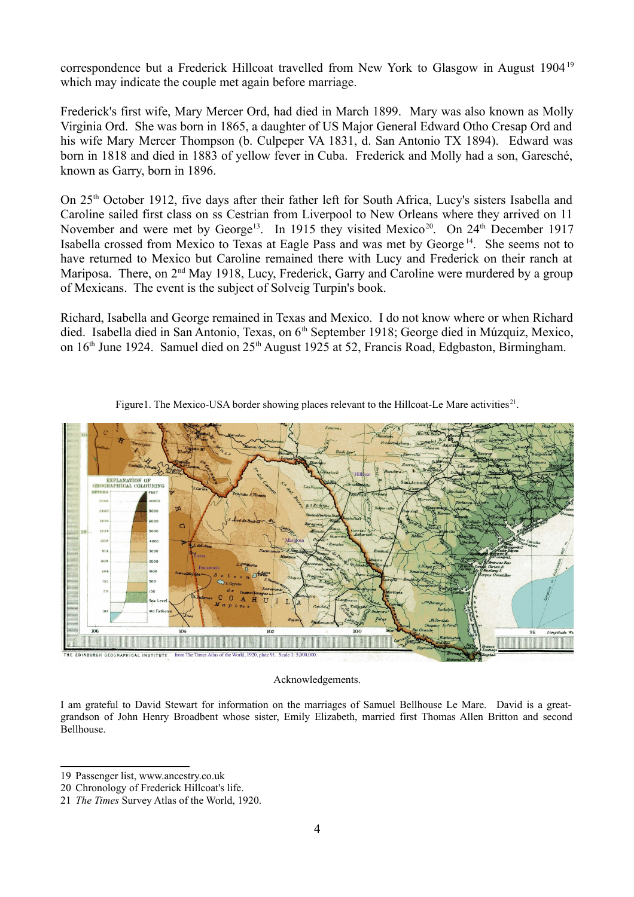correspondence but a Frederick Hillcoat travelled from New York to Glasgow in August 1904[19] which may indicate the couple met again before marriage.

Frederick's first wife, Mary Mercer Ord, had died in March 1899. Mary was also known as Molly Virginia Ord. She was born in 1865, a daughter of US Major General Edward Otho Cresap Ord and his wife Mary Mercer Thompson (b. Culpeper VA 1831, d. San Antonio TX 1894). Edward was born in 1818 and died in 1883 of yellow fever in Cuba. Frederick and Molly had a son, Garesché, known as Garry, born in 1896.

On 25th October 1912, five days after their father left for South Africa, Lucy's sisters Isabella and Caroline sailed first class on ss Cestrian from Liverpool to New Orleans where they arrived on 11 November and were met by George[13]. In 1915 they visited Mexico[20]. On 24th December 1917 Isabella crossed from Mexico to Texas at Eagle Pass and was met by George[14]. She seems not to have returned to Mexico but Caroline remained there with Lucy and Frederick on their ranch at Mariposa. There, on 2nd May 1918, Lucy, Frederick, Garry and Caroline were murdered by a group of Mexicans. The event is the subject of Solveig Turpin's book.

Richard, Isabella and George remained in Texas and Mexico. I do not know where or when Richard died. Isabella died in San Antonio, Texas, on 6th September 1918; George died in Múzquiz, Mexico, on 16th June 1924. Samuel died on 25th August 1925 at 52, Francis Road, Edgbaston, Birmingham.

Figure1. The Mexico-USA border showing places relevant to the Hillcoat-Le Mare activities[21].

Acknowledgements.

I am grateful to David Stewart for information on the marriages of Samuel Bellhouse Le Mare. David is a great-grandson of John Henry Broadbent whose sister, Emily Elizabeth, married first Thomas Allen Britton and second Bellhouse.

---

19 Passenger list, www.ancestry.co.uk

20 Chronology of Frederick Hillcoat's life.

21 *The Times* Survey Atlas of the World, 1920.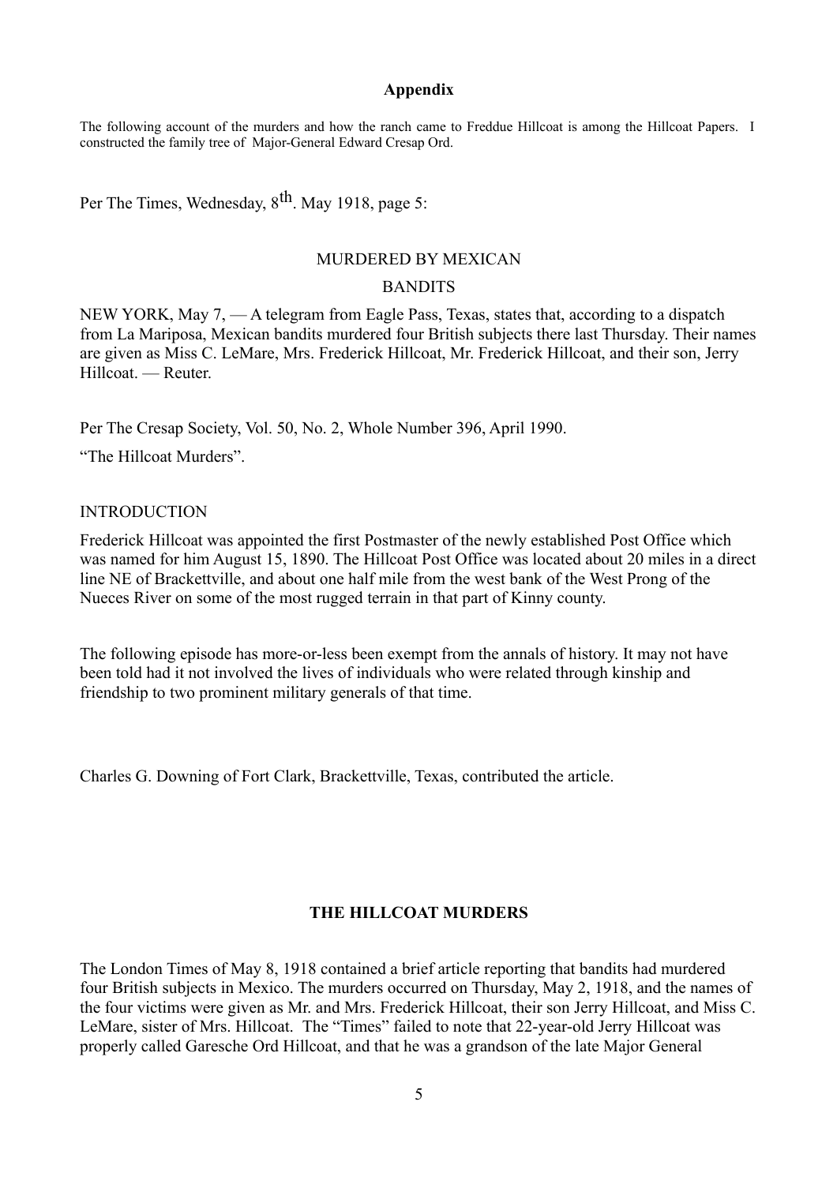## Appendix

The following account of the murders and how the ranch came to Freddue Hillcoat is among the Hillcoat Papers. I constructed the family tree of Major-General Edward Cresap Ord.

Per The Times, Wednesday, 8th. May 1918, page 5:

### MURDERED BY MEXICAN BANDITS

NEW YORK, May 7, — A telegram from Eagle Pass, Texas, states that, according to a dispatch from La Mariposa, Mexican bandits murdered four British subjects there last Thursday. Their names are given as Miss C. LeMare, Mrs. Frederick Hillcoat, Mr. Frederick Hillcoat, and their son, Jerry Hillcoat. — Reuter.

Per The Cresap Society, Vol. 50, No. 2, Whole Number 396, April 1990.

"The Hillcoat Murders".

INTRODUCTION

Frederick Hillcoat was appointed the first Postmaster of the newly established Post Office which was named for him August 15, 1890. The Hillcoat Post Office was located about 20 miles in a direct line NE of Brackettville, and about one half mile from the west bank of the West Prong of the Nueces River on some of the most rugged terrain in that part of Kinny county.

The following episode has more-or-less been exempt from the annals of history. It may not have been told had it not involved the lives of individuals who were related through kinship and friendship to two prominent military generals of that time.

Charles G. Downing of Fort Clark, Brackettville, Texas, contributed the article.

### THE HILLCOAT MURDERS

The London Times of May 8, 1918 contained a brief article reporting that bandits had murdered four British subjects in Mexico. The murders occurred on Thursday, May 2, 1918, and the names of the four victims were given as Mr. and Mrs. Frederick Hillcoat, their son Jerry Hillcoat, and Miss C. LeMare, sister of Mrs. Hillcoat. The "Times" failed to note that 22-year-old Jerry Hillcoat was properly called Garesche Ord Hillcoat, and that he was a grandson of the late Major General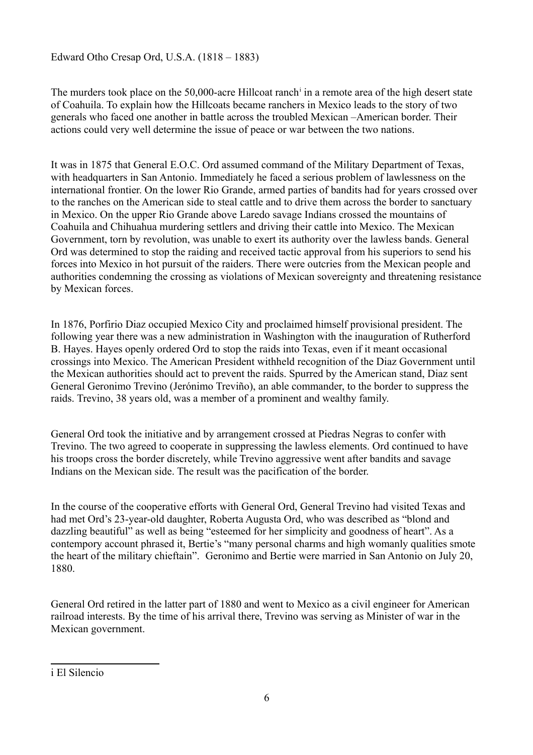Edward Otho Cresap Ord, U.S.A. (1818 – 1883)

The murders took place on the 50,000-acre Hillcoat ranch[i] in a remote area of the high desert state of Coahuila. To explain how the Hillcoats became ranchers in Mexico leads to the story of two generals who faced one another in battle across the troubled Mexican –American border. Their actions could very well determine the issue of peace or war between the two nations.

It was in 1875 that General E.O.C. Ord assumed command of the Military Department of Texas, with headquarters in San Antonio. Immediately he faced a serious problem of lawlessness on the international frontier. On the lower Rio Grande, armed parties of bandits had for years crossed over to the ranches on the American side to steal cattle and to drive them across the border to sanctuary in Mexico. On the upper Rio Grande above Laredo savage Indians crossed the mountains of Coahuila and Chihuahua murdering settlers and driving their cattle into Mexico. The Mexican Government, torn by revolution, was unable to exert its authority over the lawless bands. General Ord was determined to stop the raiding and received tactic approval from his superiors to send his forces into Mexico in hot pursuit of the raiders. There were outcries from the Mexican people and authorities condemning the crossing as violations of Mexican sovereignty and threatening resistance by Mexican forces.

In 1876, Porfirio Diaz occupied Mexico City and proclaimed himself provisional president. The following year there was a new administration in Washington with the inauguration of Rutherford B. Hayes. Hayes openly ordered Ord to stop the raids into Texas, even if it meant occasional crossings into Mexico. The American President withheld recognition of the Diaz Government until the Mexican authorities should act to prevent the raids. Spurred by the American stand, Diaz sent General Geronimo Trevino (Jerónimo Treviño), an able commander, to the border to suppress the raids. Trevino, 38 years old, was a member of a prominent and wealthy family.

General Ord took the initiative and by arrangement crossed at Piedras Negras to confer with Trevino. The two agreed to cooperate in suppressing the lawless elements. Ord continued to have his troops cross the border discretely, while Trevino aggressive went after bandits and savage Indians on the Mexican side. The result was the pacification of the border.

In the course of the cooperative efforts with General Ord, General Trevino had visited Texas and had met Ord's 23-year-old daughter, Roberta Augusta Ord, who was described as "blond and dazzling beautiful" as well as being "esteemed for her simplicity and goodness of heart". As a contempory account phrased it, Bertie's "many personal charms and high womanly qualities smote the heart of the military chieftain". Geronimo and Bertie were married in San Antonio on July 20, 1880.

General Ord retired in the latter part of 1880 and went to Mexico as a civil engineer for American railroad interests. By the time of his arrival there, Trevino was serving as Minister of war in the Mexican government.

---

i El Silencio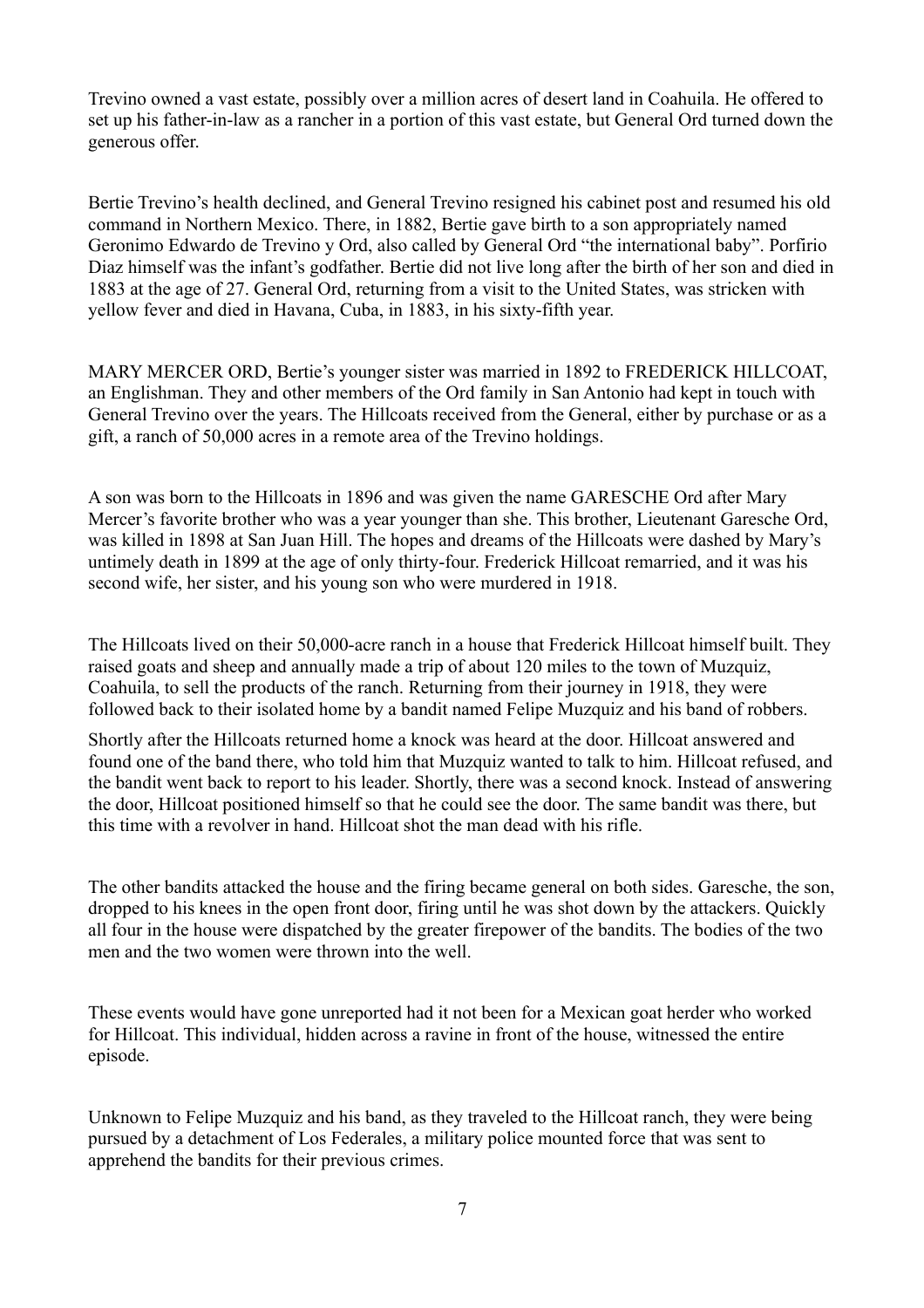Trevino owned a vast estate, possibly over a million acres of desert land in Coahuila. He offered to set up his father-in-law as a rancher in a portion of this vast estate, but General Ord turned down the generous offer.

Bertie Trevino's health declined, and General Trevino resigned his cabinet post and resumed his old command in Northern Mexico. There, in 1882, Bertie gave birth to a son appropriately named Geronimo Edwardo de Trevino y Ord, also called by General Ord "the international baby". Porfirio Diaz himself was the infant's godfather. Bertie did not live long after the birth of her son and died in 1883 at the age of 27. General Ord, returning from a visit to the United States, was stricken with yellow fever and died in Havana, Cuba, in 1883, in his sixty-fifth year.

MARY MERCER ORD, Bertie's younger sister was married in 1892 to FREDERICK HILLCOAT, an Englishman. They and other members of the Ord family in San Antonio had kept in touch with General Trevino over the years. The Hillcoats received from the General, either by purchase or as a gift, a ranch of 50,000 acres in a remote area of the Trevino holdings.

A son was born to the Hillcoats in 1896 and was given the name GARESCHE Ord after Mary Mercer's favorite brother who was a year younger than she. This brother, Lieutenant Garesche Ord, was killed in 1898 at San Juan Hill. The hopes and dreams of the Hillcoats were dashed by Mary's untimely death in 1899 at the age of only thirty-four. Frederick Hillcoat remarried, and it was his second wife, her sister, and his young son who were murdered in 1918.

The Hillcoats lived on their 50,000-acre ranch in a house that Frederick Hillcoat himself built. They raised goats and sheep and annually made a trip of about 120 miles to the town of Muzquiz, Coahuila, to sell the products of the ranch. Returning from their journey in 1918, they were followed back to their isolated home by a bandit named Felipe Muzquiz and his band of robbers.

Shortly after the Hillcoats returned home a knock was heard at the door. Hillcoat answered and found one of the band there, who told him that Muzquiz wanted to talk to him. Hillcoat refused, and the bandit went back to report to his leader. Shortly, there was a second knock. Instead of answering the door, Hillcoat positioned himself so that he could see the door. The same bandit was there, but this time with a revolver in hand. Hillcoat shot the man dead with his rifle.

The other bandits attacked the house and the firing became general on both sides. Garesche, the son, dropped to his knees in the open front door, firing until he was shot down by the attackers. Quickly all four in the house were dispatched by the greater firepower of the bandits. The bodies of the two men and the two women were thrown into the well.

These events would have gone unreported had it not been for a Mexican goat herder who worked for Hillcoat. This individual, hidden across a ravine in front of the house, witnessed the entire episode.

Unknown to Felipe Muzquiz and his band, as they traveled to the Hillcoat ranch, they were being pursued by a detachment of Los Federales, a military police mounted force that was sent to apprehend the bandits for their previous crimes.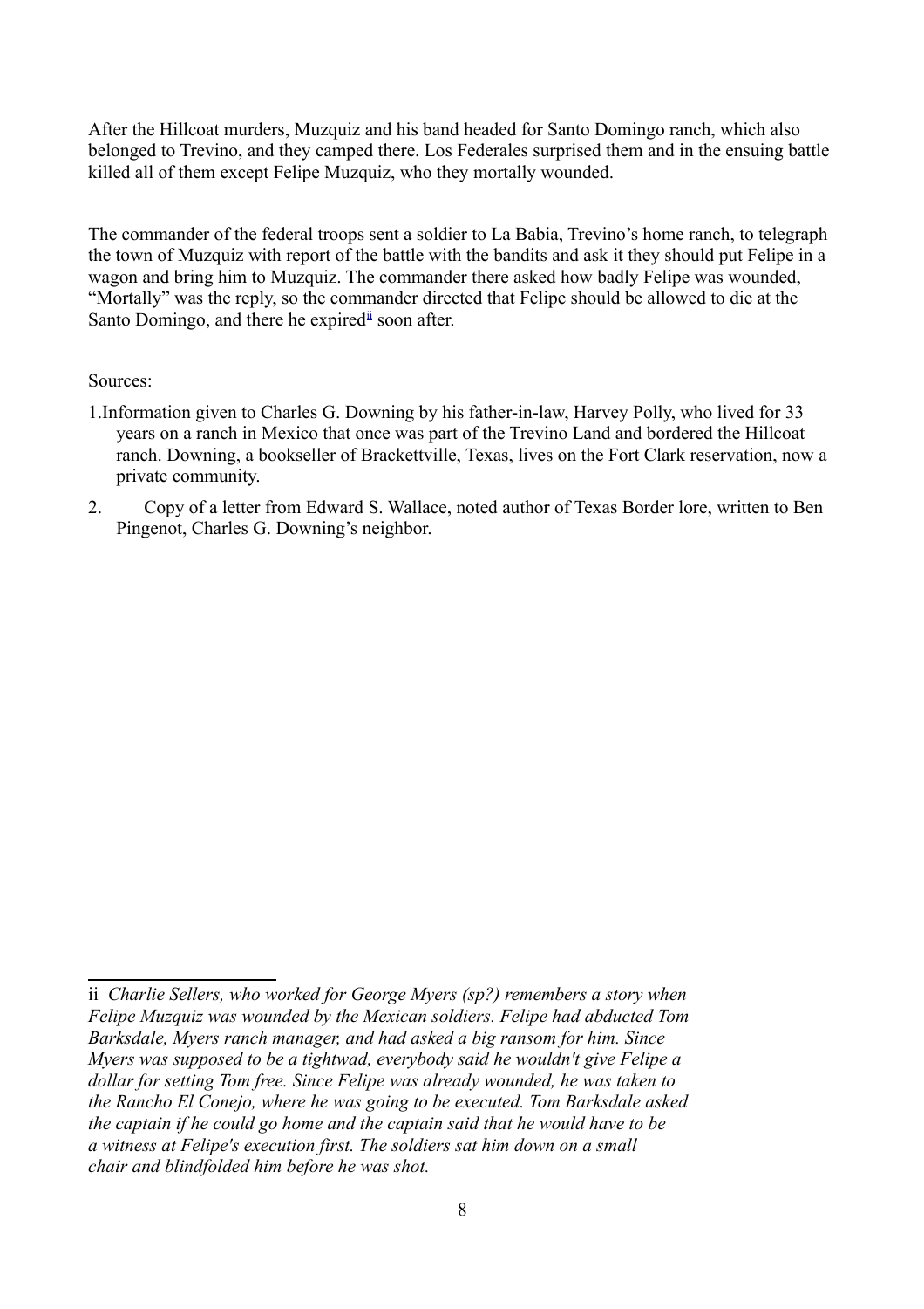After the Hillcoat murders, Muzquiz and his band headed for Santo Domingo ranch, which also belonged to Trevino, and they camped there. Los Federales surprised them and in the ensuing battle killed all of them except Felipe Muzquiz, who they mortally wounded.

The commander of the federal troops sent a soldier to La Babia, Trevino's home ranch, to telegraph the town of Muzquiz with report of the battle with the bandits and ask it they should put Felipe in a wagon and bring him to Muzquiz. The commander there asked how badly Felipe was wounded, "Mortally" was the reply, so the commander directed that Felipe should be allowed to die at the Santo Domingo, and there he expired[ii] soon after.

Sources:

1. Information given to Charles G. Downing by his father-in-law, Harvey Polly, who lived for 33 years on a ranch in Mexico that once was part of the Trevino Land and bordered the Hillcoat ranch. Downing, a bookseller of Brackettville, Texas, lives on the Fort Clark reservation, now a private community.
2. Copy of a letter from Edward S. Wallace, noted author of Texas Border lore, written to Ben Pingenot, Charles G. Downing's neighbor.

---

ii *Charlie Sellers, who worked for George Myers (sp?) remembers a story when Felipe Muzquiz was wounded by the Mexican soldiers. Felipe had abducted Tom Barksdale, Myers ranch manager, and had asked a big ransom for him. Since Myers was supposed to be a tightwad, everybody said he wouldn't give Felipe a dollar for setting Tom free. Since Felipe was already wounded, he was taken to the Rancho El Conejo, where he was going to be executed. Tom Barksdale asked the captain if he could go home and the captain said that he would have to be a witness at Felipe's execution first. The soldiers sat him down on a small chair and blindfolded him before he was shot.*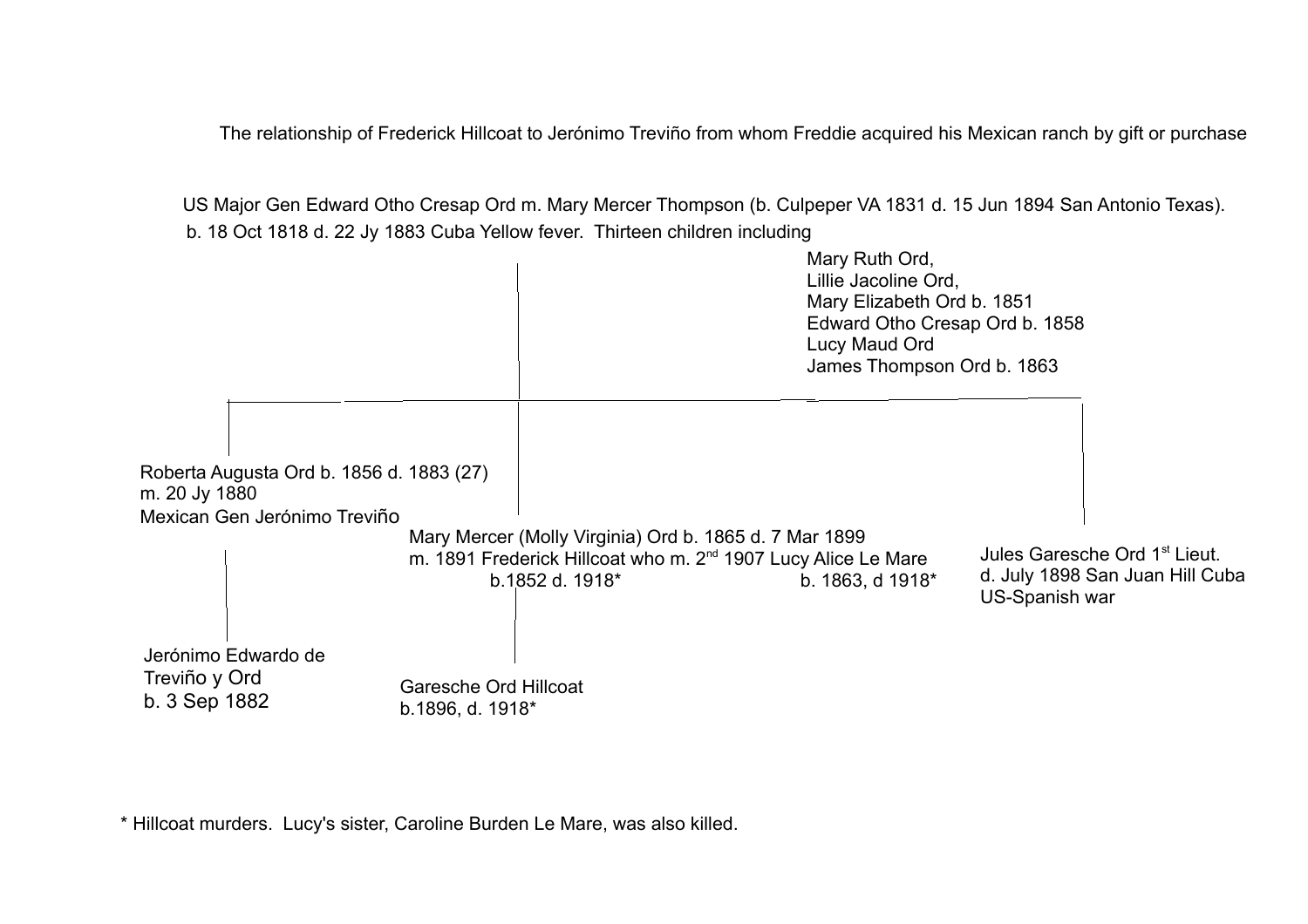The relationship of Frederick Hillcoat to Jerónimo Treviño from whom Freddie acquired his Mexican ranch by gift or purchase

US Major Gen Edward Otho Cresap Ord m. Mary Mercer Thompson (b. Culpeper VA 1831 d. 15 Jun 1894 San Antonio Texas).
b. 18 Oct 1818 d. 22 Jy 1883 Cuba Yellow fever. Thirteen children including

Mary Ruth Ord,
Lillie Jacoline Ord,
Mary Elizabeth Ord b. 1851
Edward Otho Cresap Ord b. 1858
Lucy Maud Ord
James Thompson Ord b. 1863

Roberta Augusta Ord b. 1856 d. 1883 (27)
m. 20 Jy 1880
Mexican Gen Jerónimo Treviño

Mary Mercer (Molly Virginia) Ord b. 1865 d. 7 Mar 1899
m. 1891 Frederick Hillcoat who m. 2nd 1907 Lucy Alice Le Mare
b.1852 d. 1918* b. 1863, d 1918*

Jules Garesche Ord 1st Lieut.
d. July 1898 San Juan Hill Cuba
US-Spanish war

Jerónimo Edwardo de
Treviño y Ord
b. 3 Sep 1882

Garesche Ord Hillcoat
b.1896, d. 1918*

* Hillcoat murders. Lucy's sister, Caroline Burden Le Mare, was also killed.